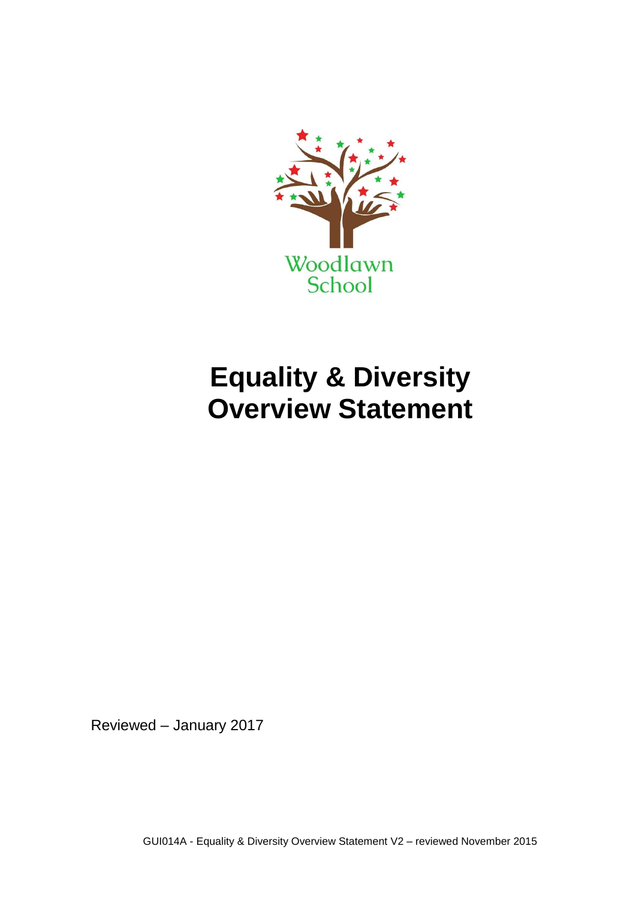Woodlawn School

# Equality & Diversity Overview Statement

Reviewed – January 2017

GUI014A - Equality & Diversity Overview Statement V2 – reviewed November 2015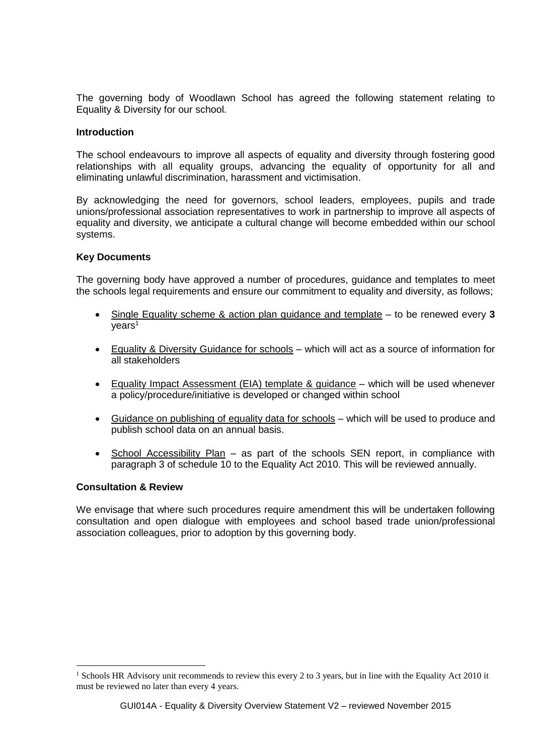The governing body of Woodlawn School has agreed the following statement relating to Equality & Diversity for our school.

**Introduction**

The school endeavours to improve all aspects of equality and diversity through fostering good relationships with all equality groups, advancing the equality of opportunity for all and eliminating unlawful discrimination, harassment and victimisation.

By acknowledging the need for governors, school leaders, employees, pupils and trade unions/professional association representatives to work in partnership to improve all aspects of equality and diversity, we anticipate a cultural change will become embedded within our school systems.

**Key Documents**

The governing body have approved a number of procedures, guidance and templates to meet the schools legal requirements and ensure our commitment to equality and diversity, as follows;

- Single Equality scheme & action plan guidance and template – to be renewed every **3** years[1]

- Equality & Diversity Guidance for schools – which will act as a source of information for all stakeholders

- Equality Impact Assessment (EIA) template & guidance – which will be used whenever a policy/procedure/initiative is developed or changed within school

- Guidance on publishing of equality data for schools – which will be used to produce and publish school data on an annual basis.

- School Accessibility Plan – as part of the schools SEN report, in compliance with paragraph 3 of schedule 10 to the Equality Act 2010. This will be reviewed annually.

**Consultation & Review**

We envisage that where such procedures require amendment this will be undertaken following consultation and open dialogue with employees and school based trade union/professional association colleagues, prior to adoption by this governing body.

[1] Schools HR Advisory unit recommends to review this every 2 to 3 years, but in line with the Equality Act 2010 it must be reviewed no later than every 4 years.

GUI014A - Equality & Diversity Overview Statement V2 – reviewed November 2015